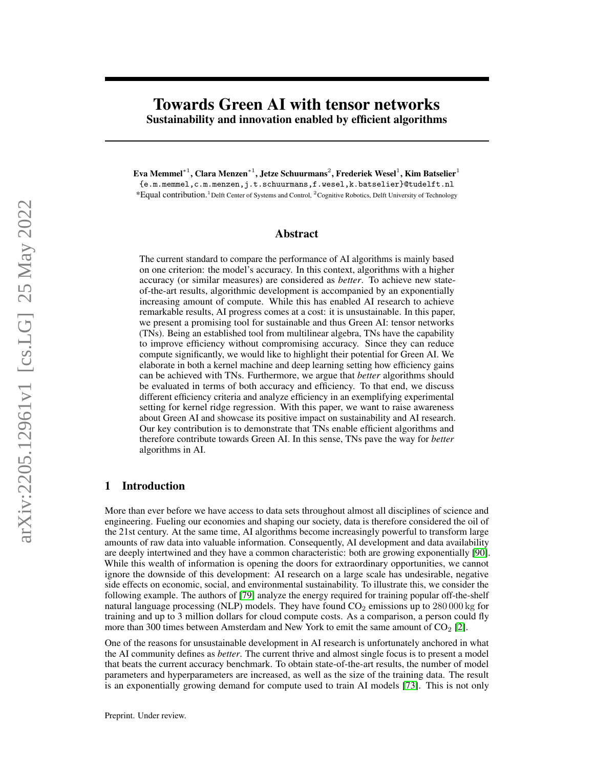# Towards Green AI with tensor networks

## Sustainability and innovation enabled by efficient algorithms

**Eva Memmel*[1], Clara Menzen*[1], Jetze Schuurmans[2], Frederiek Wesel[1], Kim Batselier[1]**
{e.m.memmel,c.m.menzen,j.t.schuurmans,f.wesel,k.batselier}@tudelft.nl
*Equal contribution.[1]Delft Center of Systems and Control, [2]Cognitive Robotics, Delft University of Technology

## Abstract

The current standard to compare the performance of AI algorithms is mainly based on one criterion: the model's accuracy. In this context, algorithms with a higher accuracy (or similar measures) are considered as *better*. To achieve new state-of-the-art results, algorithmic development is accompanied by an exponentially increasing amount of compute. While this has enabled AI research to achieve remarkable results, AI progress comes at a cost: it is unsustainable. In this paper, we present a promising tool for sustainable and thus Green AI: tensor networks (TNs). Being an established tool from multilinear algebra, TNs have the capability to improve efficiency without compromising accuracy. Since they can reduce compute significantly, we would like to highlight their potential for Green AI. We elaborate in both a kernel machine and deep learning setting how efficiency gains can be achieved with TNs. Furthermore, we argue that *better* algorithms should be evaluated in terms of both accuracy and efficiency. To that end, we discuss different efficiency criteria and analyze efficiency in an exemplifying experimental setting for kernel ridge regression. With this paper, we want to raise awareness about Green AI and showcase its positive impact on sustainability and AI research. Our key contribution is to demonstrate that TNs enable efficient algorithms and therefore contribute towards Green AI. In this sense, TNs pave the way for *better* algorithms in AI.

## 1 Introduction

More than ever before we have access to data sets throughout almost all disciplines of science and engineering. Fueling our economies and shaping our society, data is therefore considered the oil of the 21st century. At the same time, AI algorithms become increasingly powerful to transform large amounts of raw data into valuable information. Consequently, AI development and data availability are deeply intertwined and they have a common characteristic: both are growing exponentially [90]. While this wealth of information is opening the doors for extraordinary opportunities, we cannot ignore the downside of this development: AI research on a large scale has undesirable, negative side effects on economic, social, and environmental sustainability. To illustrate this, we consider the following example. The authors of [79] analyze the energy required for training popular off-the-shelf natural language processing (NLP) models. They have found $CO_2$ emissions up to $280\,000\,\mathrm{kg}$ for training and up to 3 million dollars for cloud compute costs. As a comparison, a person could fly more than 300 times between Amsterdam and New York to emit the same amount of $CO_2$ [2].

One of the reasons for unsustainable development in AI research is unfortunately anchored in what the AI community defines as *better*. The current thrive and almost single focus is to present a model that beats the current accuracy benchmark. To obtain state-of-the-art results, the number of model parameters and hyperparameters are increased, as well as the size of the training data. The result is an exponentially growing demand for compute used to train AI models [73]. This is not only

Preprint. Under review.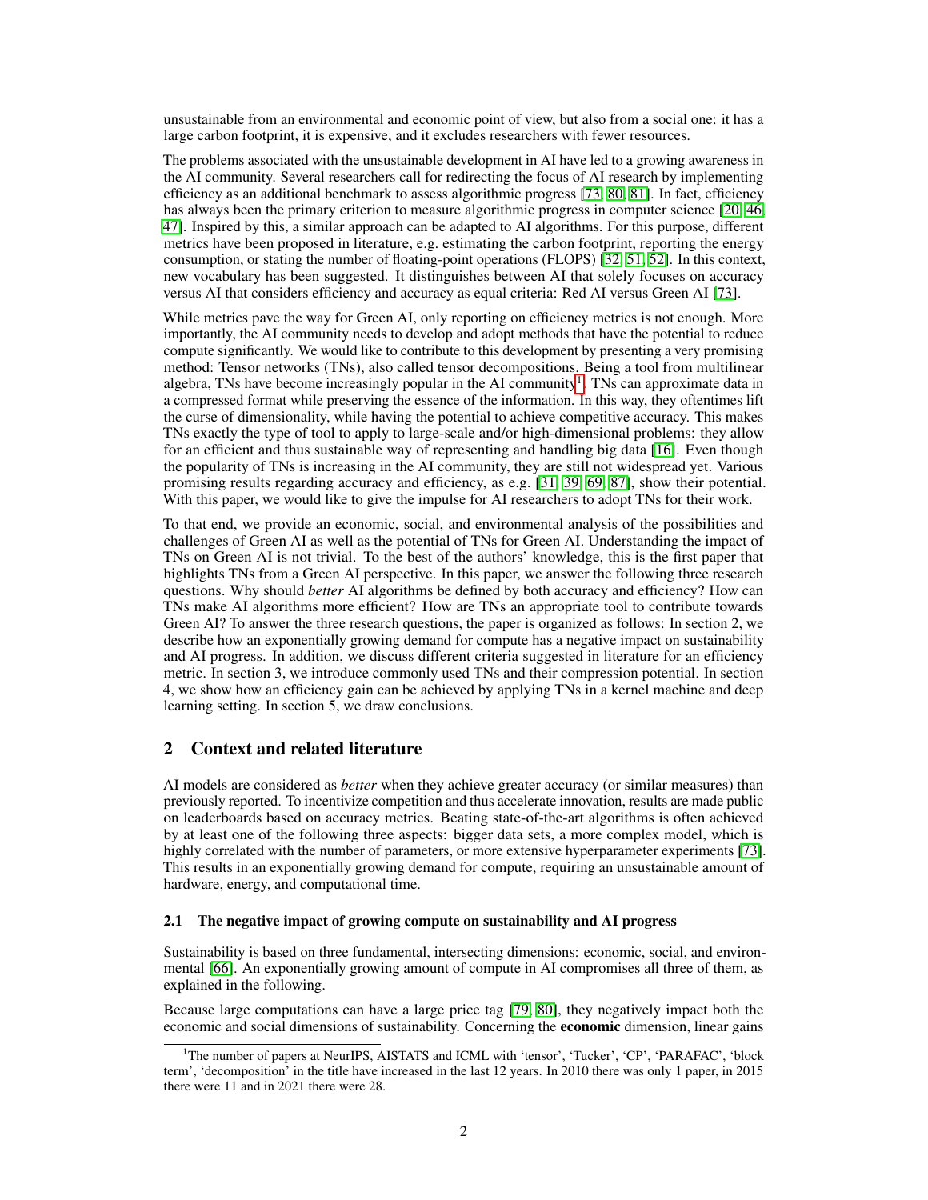unsustainable from an environmental and economic point of view, but also from a social one: it has a large carbon footprint, it is expensive, and it excludes researchers with fewer resources.

The problems associated with the unsustainable development in AI have led to a growing awareness in the AI community. Several researchers call for redirecting the focus of AI research by implementing efficiency as an additional benchmark to assess algorithmic progress [73, 80, 81]. In fact, efficiency has always been the primary criterion to measure algorithmic progress in computer science [20, 46, 47]. Inspired by this, a similar approach can be adapted to AI algorithms. For this purpose, different metrics have been proposed in literature, e.g. estimating the carbon footprint, reporting the energy consumption, or stating the number of floating-point operations (FLOPS) [32, 51, 52]. In this context, new vocabulary has been suggested. It distinguishes between AI that solely focuses on accuracy versus AI that considers efficiency and accuracy as equal criteria: Red AI versus Green AI [73].

While metrics pave the way for Green AI, only reporting on efficiency metrics is not enough. More importantly, the AI community needs to develop and adopt methods that have the potential to reduce compute significantly. We would like to contribute to this development by presenting a very promising method: Tensor networks (TNs), also called tensor decompositions. Being a tool from multilinear algebra, TNs have become increasingly popular in the AI community[1]. TNs can approximate data in a compressed format while preserving the essence of the information. In this way, they oftentimes lift the curse of dimensionality, while having the potential to achieve competitive accuracy. This makes TNs exactly the type of tool to apply to large-scale and/or high-dimensional problems: they allow for an efficient and thus sustainable way of representing and handling big data [16]. Even though the popularity of TNs is increasing in the AI community, they are still not widespread yet. Various promising results regarding accuracy and efficiency, as e.g. [31, 39, 69, 87], show their potential. With this paper, we would like to give the impulse for AI researchers to adopt TNs for their work.

To that end, we provide an economic, social, and environmental analysis of the possibilities and challenges of Green AI as well as the potential of TNs for Green AI. Understanding the impact of TNs on Green AI is not trivial. To the best of the authors' knowledge, this is the first paper that highlights TNs from a Green AI perspective. In this paper, we answer the following three research questions. Why should *better* AI algorithms be defined by both accuracy and efficiency? How can TNs make AI algorithms more efficient? How are TNs an appropriate tool to contribute towards Green AI? To answer the three research questions, the paper is organized as follows: In section 2, we describe how an exponentially growing demand for compute has a negative impact on sustainability and AI progress. In addition, we discuss different criteria suggested in literature for an efficiency metric. In section 3, we introduce commonly used TNs and their compression potential. In section 4, we show how an efficiency gain can be achieved by applying TNs in a kernel machine and deep learning setting. In section 5, we draw conclusions.

## 2 Context and related literature

AI models are considered as *better* when they achieve greater accuracy (or similar measures) than previously reported. To incentivize competition and thus accelerate innovation, results are made public on leaderboards based on accuracy metrics. Beating state-of-the-art algorithms is often achieved by at least one of the following three aspects: bigger data sets, a more complex model, which is highly correlated with the number of parameters, or more extensive hyperparameter experiments [73]. This results in an exponentially growing demand for compute, requiring an unsustainable amount of hardware, energy, and computational time.

### 2.1 The negative impact of growing compute on sustainability and AI progress

Sustainability is based on three fundamental, intersecting dimensions: economic, social, and environmental [66]. An exponentially growing amount of compute in AI compromises all three of them, as explained in the following.

Because large computations can have a large price tag [79, 80], they negatively impact both the economic and social dimensions of sustainability. Concerning the **economic** dimension, linear gains

[1] The number of papers at NeurIPS, AISTATS and ICML with 'tensor', 'Tucker', 'CP', 'PARAFAC', 'block term', 'decomposition' in the title have increased in the last 12 years. In 2010 there was only 1 paper, in 2015 there were 11 and in 2021 there were 28.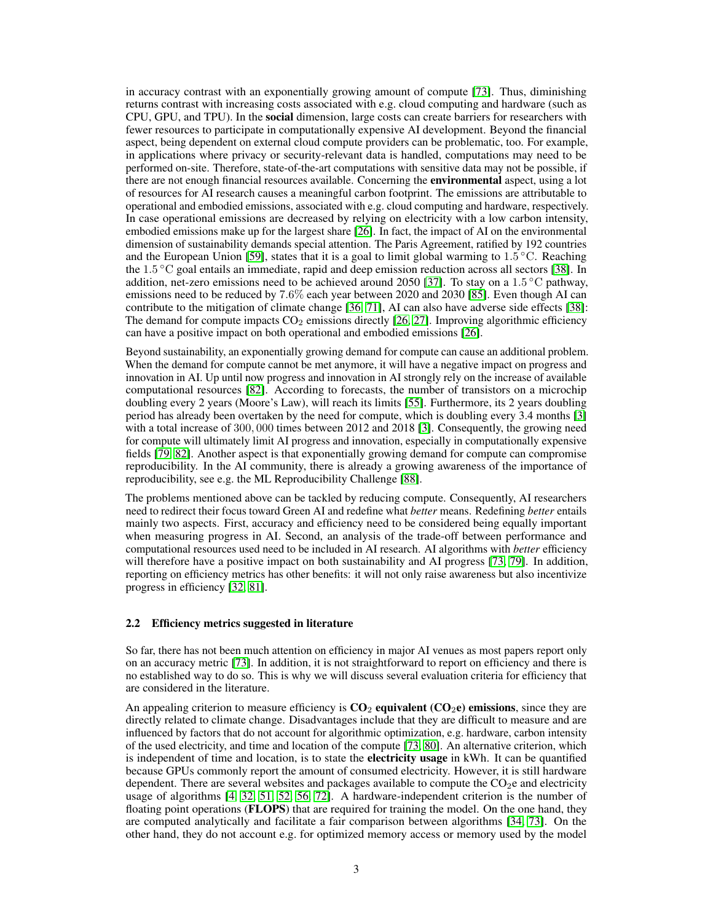in accuracy contrast with an exponentially growing amount of compute [73]. Thus, diminishing returns contrast with increasing costs associated with e.g. cloud computing and hardware (such as CPU, GPU, and TPU). In the **social** dimension, large costs can create barriers for researchers with fewer resources to participate in computationally expensive AI development. Beyond the financial aspect, being dependent on external cloud compute providers can be problematic, too. For example, in applications where privacy or security-relevant data is handled, computations may need to be performed on-site. Therefore, state-of-the-art computations with sensitive data may not be possible, if there are not enough financial resources available. Concerning the **environmental** aspect, using a lot of resources for AI research causes a meaningful carbon footprint. The emissions are attributable to operational and embodied emissions, associated with e.g. cloud computing and hardware, respectively. In case operational emissions are decreased by relying on electricity with a low carbon intensity, embodied emissions make up for the largest share [26]. In fact, the impact of AI on the environmental dimension of sustainability demands special attention. The Paris Agreement, ratified by 192 countries and the European Union [59], states that it is a goal to limit global warming to $1.5\,^{\circ}\mathrm{C}$. Reaching the $1.5\,^{\circ}\mathrm{C}$ goal entails an immediate, rapid and deep emission reduction across all sectors [38]. In addition, net-zero emissions need to be achieved around 2050 [37]. To stay on a $1.5\,^{\circ}\mathrm{C}$ pathway, emissions need to be reduced by $7.6\%$ each year between 2020 and 2030 [85]. Even though AI can contribute to the mitigation of climate change [36, 71], AI can also have adverse side effects [38]: The demand for compute impacts $CO_2$ emissions directly [26, 27]. Improving algorithmic efficiency can have a positive impact on both operational and embodied emissions [26].

Beyond sustainability, an exponentially growing demand for compute can cause an additional problem. When the demand for compute cannot be met anymore, it will have a negative impact on progress and innovation in AI. Up until now progress and innovation in AI strongly rely on the increase of available computational resources [82]. According to forecasts, the number of transistors on a microchip doubling every 2 years (Moore's Law), will reach its limits [55]. Furthermore, its 2 years doubling period has already been overtaken by the need for compute, which is doubling every 3.4 months [3] with a total increase of $300,000$ times between 2012 and 2018 [3]. Consequently, the growing need for compute will ultimately limit AI progress and innovation, especially in computationally expensive fields [79, 82]. Another aspect is that exponentially growing demand for compute can compromise reproducibility. In the AI community, there is already a growing awareness of the importance of reproducibility, see e.g. the ML Reproducibility Challenge [88].

The problems mentioned above can be tackled by reducing compute. Consequently, AI researchers need to redirect their focus toward Green AI and redefine what *better* means. Redefining *better* entails mainly two aspects. First, accuracy and efficiency need to be considered being equally important when measuring progress in AI. Second, an analysis of the trade-off between performance and computational resources used need to be included in AI research. AI algorithms with *better* efficiency will therefore have a positive impact on both sustainability and AI progress [73, 79]. In addition, reporting on efficiency metrics has other benefits: it will not only raise awareness but also incentivize progress in efficiency [32, 81].

### 2.2 Efficiency metrics suggested in literature

So far, there has not been much attention on efficiency in major AI venues as most papers report only on an accuracy metric [73]. In addition, it is not straightforward to report on efficiency and there is no established way to do so. This is why we will discuss several evaluation criteria for efficiency that are considered in the literature.

An appealing criterion to measure efficiency is **$CO_2$ equivalent ($CO_2e$) emissions**, since they are directly related to climate change. Disadvantages include that they are difficult to measure and are influenced by factors that do not account for algorithmic optimization, e.g. hardware, carbon intensity of the used electricity, and time and location of the compute [73, 80]. An alternative criterion, which is independent of time and location, is to state the **electricity usage** in kWh. It can be quantified because GPUs commonly report the amount of consumed electricity. However, it is still hardware dependent. There are several websites and packages available to compute the $CO_2e$ and electricity usage of algorithms [4, 32, 51, 52, 56, 72]. A hardware-independent criterion is the number of floating point operations (**FLOPS**) that are required for training the model. On the one hand, they are computed analytically and facilitate a fair comparison between algorithms [34, 73]. On the other hand, they do not account e.g. for optimized memory access or memory used by the model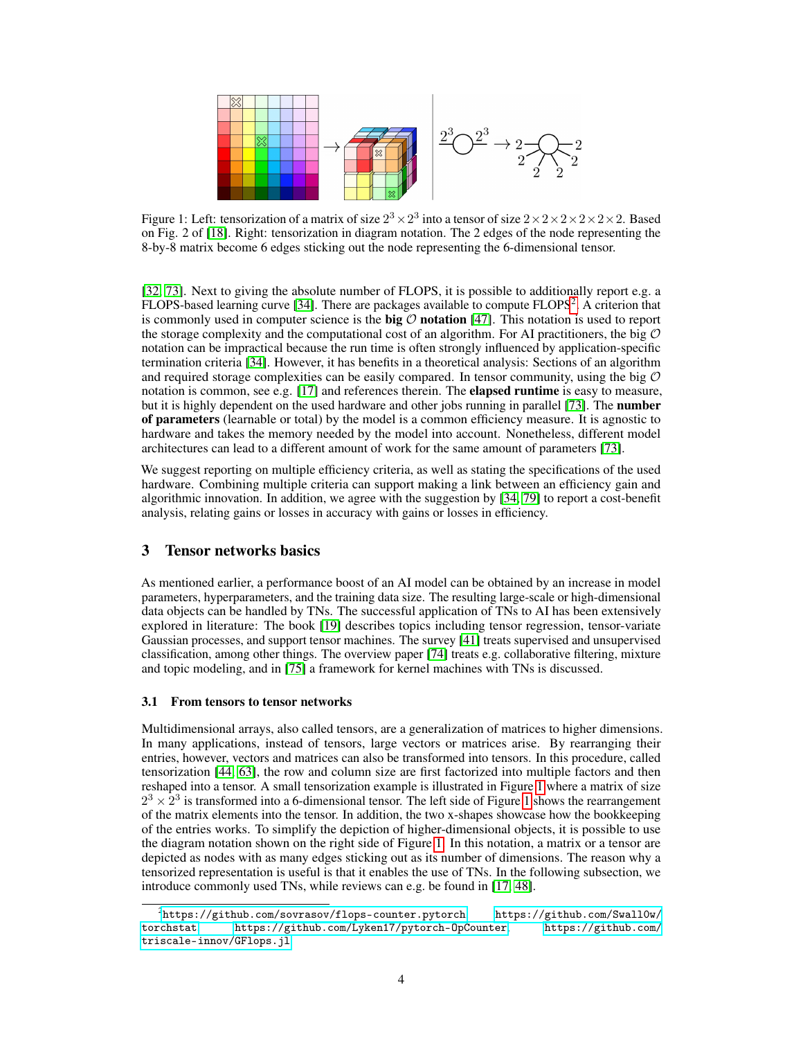Figure 1: Left: tensorization of a matrix of size $2^3 \times 2^3$ into a tensor of size $2 \times 2 \times 2 \times 2 \times 2 \times 2$. Based on Fig. 2 of [18]. Right: tensorization in diagram notation. The 2 edges of the node representing the 8-by-8 matrix become 6 edges sticking out the node representing the 6-dimensional tensor.

[32, 73]. Next to giving the absolute number of FLOPS, it is possible to additionally report e.g. a FLOPS-based learning curve [34]. There are packages available to compute FLOPS[2]. A criterion that is commonly used in computer science is the **big $\mathcal{O}$ notation** [47]. This notation is used to report the storage complexity and the computational cost of an algorithm. For AI practitioners, the big $\mathcal{O}$ notation can be impractical because the run time is often strongly influenced by application-specific termination criteria [34]. However, it has benefits in a theoretical analysis: Sections of an algorithm and required storage complexities can be easily compared. In tensor community, using the big $\mathcal{O}$ notation is common, see e.g. [17] and references therein. The **elapsed runtime** is easy to measure, but it is highly dependent on the used hardware and other jobs running in parallel [73]. The **number of parameters** (learnable or total) by the model is a common efficiency measure. It is agnostic to hardware and takes the memory needed by the model into account. Nonetheless, different model architectures can lead to a different amount of work for the same amount of parameters [73].

We suggest reporting on multiple efficiency criteria, as well as stating the specifications of the used hardware. Combining multiple criteria can support making a link between an efficiency gain and algorithmic innovation. In addition, we agree with the suggestion by [34, 79] to report a cost-benefit analysis, relating gains or losses in accuracy with gains or losses in efficiency.

## 3 Tensor networks basics

As mentioned earlier, a performance boost of an AI model can be obtained by an increase in model parameters, hyperparameters, and the training data size. The resulting large-scale or high-dimensional data objects can be handled by TNs. The successful application of TNs to AI has been extensively explored in literature: The book [19] describes topics including tensor regression, tensor-variate Gaussian processes, and support tensor machines. The survey [41] treats supervised and unsupervised classification, among other things. The overview paper [74] treats e.g. collaborative filtering, mixture and topic modeling, and in [75] a framework for kernel machines with TNs is discussed.

### 3.1 From tensors to tensor networks

Multidimensional arrays, also called tensors, are a generalization of matrices to higher dimensions. In many applications, instead of tensors, large vectors or matrices arise. By rearranging their entries, however, vectors and matrices can also be transformed into tensors. In this procedure, called tensorization [44, 63], the row and column size are first factorized into multiple factors and then reshaped into a tensor. A small tensorization example is illustrated in Figure 1 where a matrix of size $2^3 \times 2^3$ is transformed into a 6-dimensional tensor. The left side of Figure 1 shows the rearrangement of the matrix elements into the tensor. In addition, the two x-shapes showcase how the bookkeeping of the entries works. To simplify the depiction of higher-dimensional objects, it is possible to use the diagram notation shown on the right side of Figure 1. In this notation, a matrix or a tensor are depicted as nodes with as many edges sticking out as its number of dimensions. The reason why a tensorized representation is useful is that it enables the use of TNs. In the following subsection, we introduce commonly used TNs, while reviews can e.g. be found in [17, 48].

[2] https://github.com/sovrasov/flops-counter.pytorch, https://github.com/Swall0w/torchstat, https://github.com/Lyken17/pytorch-OpCounter, https://github.com/triscale-innov/GFlops.jl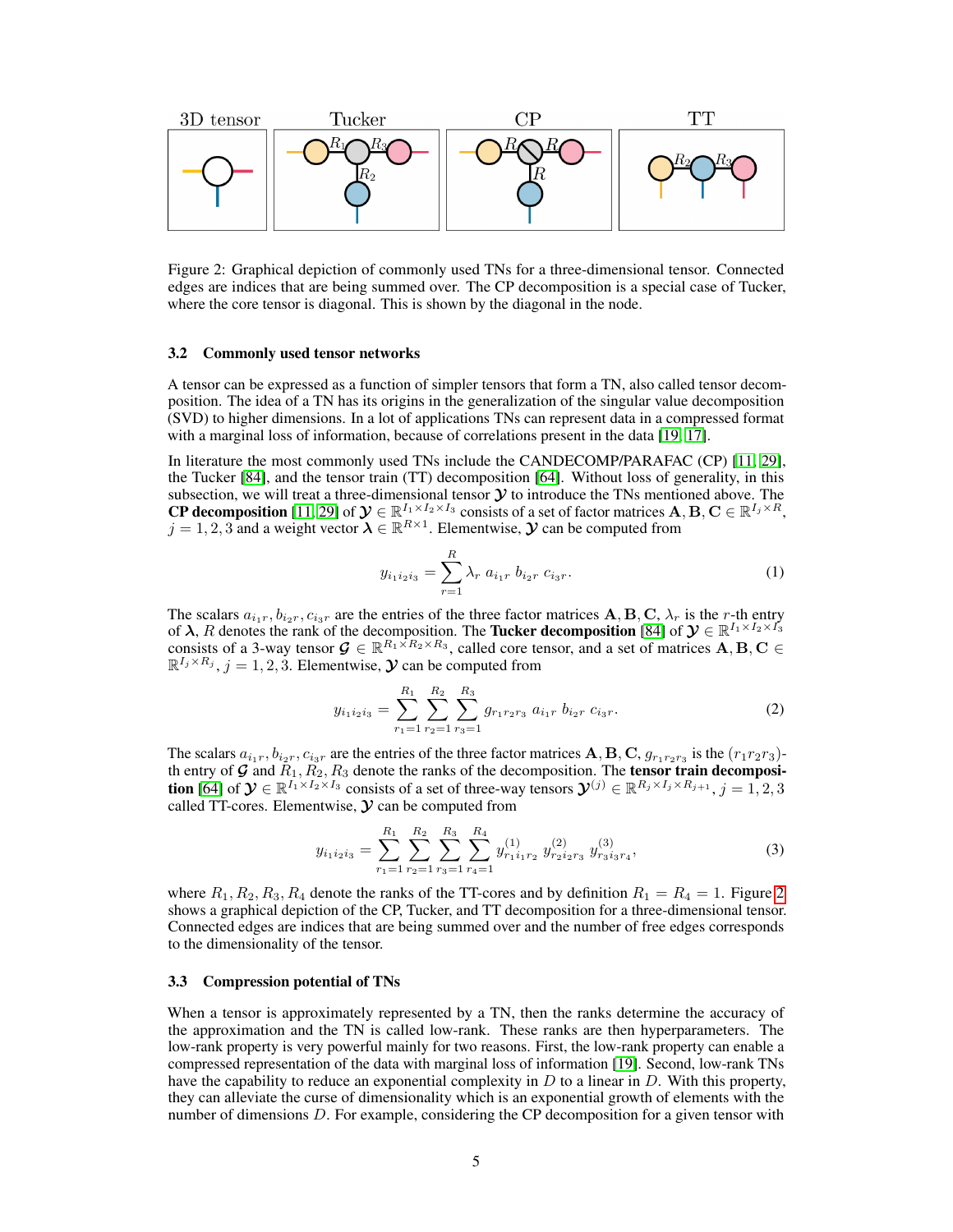Figure 2: Graphical depiction of commonly used TNs for a three-dimensional tensor. Connected edges are indices that are being summed over. The CP decomposition is a special case of Tucker, where the core tensor is diagonal. This is shown by the diagonal in the node.

### 3.2 Commonly used tensor networks

A tensor can be expressed as a function of simpler tensors that form a TN, also called tensor decomposition. The idea of a TN has its origins in the generalization of the singular value decomposition (SVD) to higher dimensions. In a lot of applications TNs can represent data in a compressed format with a marginal loss of information, because of correlations present in the data [19, 17].

In literature the most commonly used TNs include the CANDECOMP/PARAFAC (CP) [11, 29], the Tucker [84], and the tensor train (TT) decomposition [64]. Without loss of generality, in this subsection, we will treat a three-dimensional tensor $\mathcal{Y}$ to introduce the TNs mentioned above. The **CP decomposition** [11, 29] of $\mathcal{Y} \in \mathbb{R}^{I_1 \times I_2 \times I_3}$ consists of a set of factor matrices $\mathbf{A}, \mathbf{B}, \mathbf{C} \in \mathbb{R}^{I_j \times R}$, $j = 1, 2, 3$ and a weight vector $\boldsymbol{\lambda} \in \mathbb{R}^{R \times 1}$. Elementwise, $\mathcal{Y}$ can be computed from

$$y_{i_1 i_2 i_3} = \sum_{r=1}^{R} \lambda_r \, a_{i_1 r} \, b_{i_2 r} \, c_{i_3 r}. \tag{1}$$

The scalars $a_{i_1 r}, b_{i_2 r}, c_{i_3 r}$ are the entries of the three factor matrices $\mathbf{A}, \mathbf{B}, \mathbf{C}$, $\lambda_r$ is the $r$-th entry of $\boldsymbol{\lambda}$, $R$ denotes the rank of the decomposition. The **Tucker decomposition** [84] of $\mathcal{Y} \in \mathbb{R}^{I_1 \times I_2 \times I_3}$ consists of a 3-way tensor $\mathcal{G} \in \mathbb{R}^{R_1 \times R_2 \times R_3}$, called core tensor, and a set of matrices $\mathbf{A}, \mathbf{B}, \mathbf{C} \in \mathbb{R}^{I_j \times R_j}$, $j = 1, 2, 3$. Elementwise, $\mathcal{Y}$ can be computed from

$$y_{i_1 i_2 i_3} = \sum_{r_1=1}^{R_1} \sum_{r_2=1}^{R_2} \sum_{r_3=1}^{R_3} g_{r_1 r_2 r_3} \, a_{i_1 r} \, b_{i_2 r} \, c_{i_3 r}. \tag{2}$$

The scalars $a_{i_1 r}, b_{i_2 r}, c_{i_3 r}$ are the entries of the three factor matrices $\mathbf{A}, \mathbf{B}, \mathbf{C}$, $g_{r_1 r_2 r_3}$ is the $(r_1 r_2 r_3)$-th entry of $\mathcal{G}$ and $R_1, R_2, R_3$ denote the ranks of the decomposition. The **tensor train decomposition** [64] of $\mathcal{Y} \in \mathbb{R}^{I_1 \times I_2 \times I_3}$ consists of a set of three-way tensors $\mathcal{Y}^{(j)} \in \mathbb{R}^{R_j \times I_j \times R_{j+1}}$, $j = 1, 2, 3$ called TT-cores. Elementwise, $\mathcal{Y}$ can be computed from

$$y_{i_1 i_2 i_3} = \sum_{r_1=1}^{R_1} \sum_{r_2=1}^{R_2} \sum_{r_3=1}^{R_3} \sum_{r_4=1}^{R_4} y^{(1)}_{r_1 i_1 r_2} \, y^{(2)}_{r_2 i_2 r_3} \, y^{(3)}_{r_3 i_3 r_4}, \tag{3}$$

where $R_1, R_2, R_3, R_4$ denote the ranks of the TT-cores and by definition $R_1 = R_4 = 1$. Figure 2 shows a graphical depiction of the CP, Tucker, and TT decomposition for a three-dimensional tensor. Connected edges are indices that are being summed over and the number of free edges corresponds to the dimensionality of the tensor.

### 3.3 Compression potential of TNs

When a tensor is approximately represented by a TN, then the ranks determine the accuracy of the approximation and the TN is called low-rank. These ranks are then hyperparameters. The low-rank property is very powerful mainly for two reasons. First, the low-rank property can enable a compressed representation of the data with marginal loss of information [19]. Second, low-rank TNs have the capability to reduce an exponential complexity in $D$ to a linear in $D$. With this property, they can alleviate the curse of dimensionality which is an exponential growth of elements with the number of dimensions $D$. For example, considering the CP decomposition for a given tensor with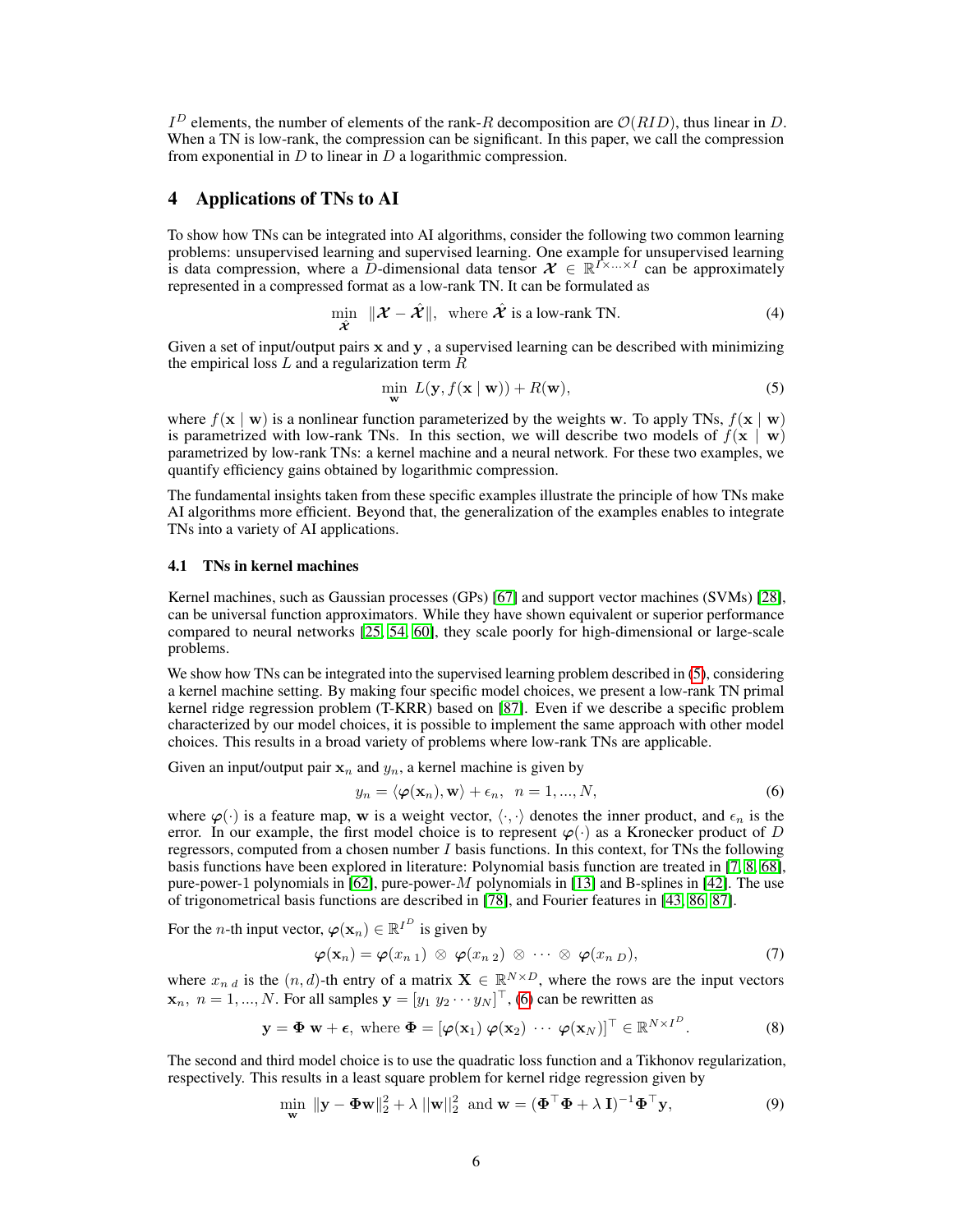$I^D$ elements, the number of elements of the rank-$R$ decomposition are $\mathcal{O}(RID)$, thus linear in $D$. When a TN is low-rank, the compression can be significant. In this paper, we call the compression from exponential in $D$ to linear in $D$ a logarithmic compression.

## 4 Applications of TNs to AI

To show how TNs can be integrated into AI algorithms, consider the following two common learning problems: unsupervised learning and supervised learning. One example for unsupervised learning is data compression, where a $D$-dimensional data tensor $\boldsymbol{\mathcal{X}} \in \mathbb{R}^{I \times \cdots \times I}$ can be approximately represented in a compressed format as a low-rank TN. It can be formulated as

$$\min_{\hat{\boldsymbol{\mathcal{X}}}} \; \|\boldsymbol{\mathcal{X}} - \hat{\boldsymbol{\mathcal{X}}}\|, \;\; \text{where } \hat{\boldsymbol{\mathcal{X}}} \text{ is a low-rank TN.} \tag{4}$$

Given a set of input/output pairs $\mathbf{x}$ and $\mathbf{y}$ , a supervised learning can be described with minimizing the empirical loss $L$ and a regularization term $R$

$$\min_{\mathbf{w}} \; L(\mathbf{y}, f(\mathbf{x} \mid \mathbf{w})) + R(\mathbf{w}), \tag{5}$$

where $f(\mathbf{x} \mid \mathbf{w})$ is a nonlinear function parameterized by the weights $\mathbf{w}$. To apply TNs, $f(\mathbf{x} \mid \mathbf{w})$ is parametrized with low-rank TNs. In this section, we will describe two models of $f(\mathbf{x} \mid \mathbf{w})$ parametrized by low-rank TNs: a kernel machine and a neural network. For these two examples, we quantify efficiency gains obtained by logarithmic compression.

The fundamental insights taken from these specific examples illustrate the principle of how TNs make AI algorithms more efficient. Beyond that, the generalization of the examples enables to integrate TNs into a variety of AI applications.

### 4.1 TNs in kernel machines

Kernel machines, such as Gaussian processes (GPs) [67] and support vector machines (SVMs) [28], can be universal function approximators. While they have shown equivalent or superior performance compared to neural networks [25, 54, 60], they scale poorly for high-dimensional or large-scale problems.

We show how TNs can be integrated into the supervised learning problem described in (5), considering a kernel machine setting. By making four specific model choices, we present a low-rank TN primal kernel ridge regression problem (T-KRR) based on [87]. Even if we describe a specific problem characterized by our model choices, it is possible to implement the same approach with other model choices. This results in a broad variety of problems where low-rank TNs are applicable.

Given an input/output pair $\mathbf{x}_n$ and $y_n$, a kernel machine is given by

$$y_n = \langle \boldsymbol{\varphi}(\mathbf{x}_n), \mathbf{w} \rangle + \epsilon_n, \;\; n = 1, ..., N, \tag{6}$$

where $\boldsymbol{\varphi}(\cdot)$ is a feature map, $\mathbf{w}$ is a weight vector, $\langle \cdot, \cdot \rangle$ denotes the inner product, and $\epsilon_n$ is the error. In our example, the first model choice is to represent $\boldsymbol{\varphi}(\cdot)$ as a Kronecker product of $D$ regressors, computed from a chosen number $I$ basis functions. In this context, for TNs the following basis functions have been explored in literature: Polynomial basis function are treated in [7, 8, 68], pure-power-1 polynomials in [62], pure-power-$M$ polynomials in [13] and B-splines in [42]. The use of trigonometrical basis functions are described in [78], and Fourier features in [43, 86, 87].

For the $n$-th input vector, $\boldsymbol{\varphi}(\mathbf{x}_n) \in \mathbb{R}^{I^D}$ is given by

$$\boldsymbol{\varphi}(\mathbf{x}_n) = \boldsymbol{\varphi}(x_{n\,1}) \;\otimes\; \boldsymbol{\varphi}(x_{n\,2}) \;\otimes\; \cdots \;\otimes\; \boldsymbol{\varphi}(x_{n\,D}), \tag{7}$$

where $x_{n\,d}$ is the $(n, d)$-th entry of a matrix $\mathbf{X} \in \mathbb{R}^{N \times D}$, where the rows are the input vectors $\mathbf{x}_n,\; n = 1, ..., N$. For all samples $\mathbf{y} = [y_1 \; y_2 \cdots y_N]^\top$, (6) can be rewritten as

$$\mathbf{y} = \boldsymbol{\Phi} \; \mathbf{w} + \boldsymbol{\epsilon}, \;\text{where } \boldsymbol{\Phi} = [\boldsymbol{\varphi}(\mathbf{x}_1) \; \boldsymbol{\varphi}(\mathbf{x}_2) \; \cdots \; \boldsymbol{\varphi}(\mathbf{x}_N)]^\top \in \mathbb{R}^{N \times I^D}. \tag{8}$$

The second and third model choice is to use the quadratic loss function and a Tikhonov regularization, respectively. This results in a least square problem for kernel ridge regression given by

$$\min_{\mathbf{w}} \; \|\mathbf{y} - \boldsymbol{\Phi}\mathbf{w}\|_2^2 + \lambda \; ||\mathbf{w}||_2^2 \;\; \text{and } \mathbf{w} = (\boldsymbol{\Phi}^\top \boldsymbol{\Phi} + \lambda \, \mathbf{I})^{-1} \boldsymbol{\Phi}^\top \mathbf{y}, \tag{9}$$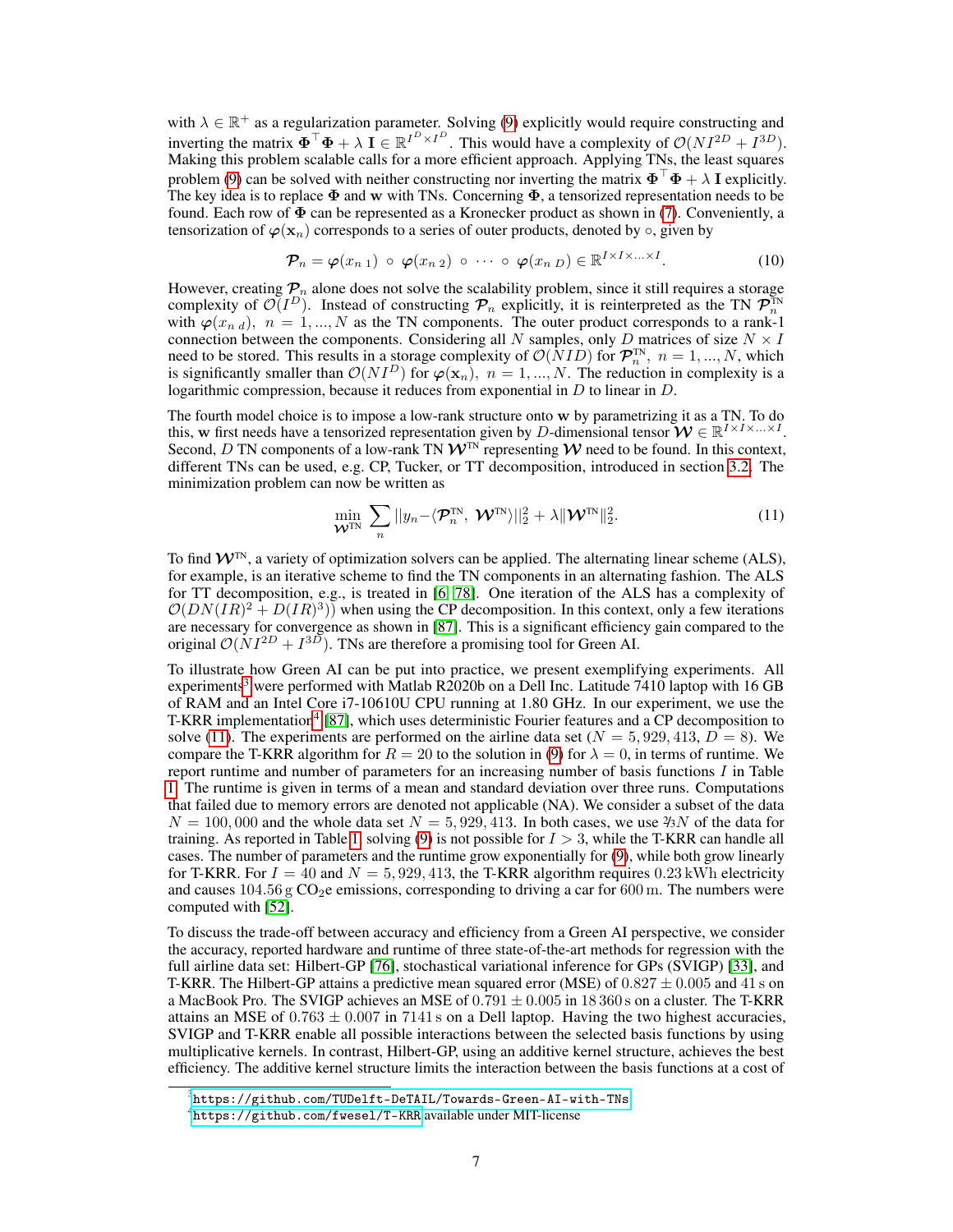with $\lambda \in \mathbb{R}^+$ as a regularization parameter. Solving (9) explicitly would require constructing and inverting the matrix $\mathbf{\Phi}^\top \mathbf{\Phi} + \lambda \, \mathbf{I} \in \mathbb{R}^{I^D \times I^D}$. This would have a complexity of $\mathcal{O}(NI^{2D} + I^{3D})$. Making this problem scalable calls for a more efficient approach. Applying TNs, the least squares problem (9) can be solved with neither constructing nor inverting the matrix $\mathbf{\Phi}^\top \mathbf{\Phi} + \lambda \, \mathbf{I}$ explicitly. The key idea is to replace $\mathbf{\Phi}$ and $\mathbf{w}$ with TNs. Concerning $\mathbf{\Phi}$, a tensorized representation needs to be found. Each row of $\mathbf{\Phi}$ can be represented as a Kronecker product as shown in (7). Conveniently, a tensorization of $\boldsymbol{\varphi}(\mathbf{x}_n)$ corresponds to a series of outer products, denoted by $\circ$, given by

$$\boldsymbol{\mathcal{P}}_n = \boldsymbol{\varphi}(x_{n\,1}) \circ \boldsymbol{\varphi}(x_{n\,2}) \circ \cdots \circ \boldsymbol{\varphi}(x_{n\,D}) \in \mathbb{R}^{I \times I \times \ldots \times I}. \tag{10}$$

However, creating $\boldsymbol{\mathcal{P}}_n$ alone does not solve the scalability problem, since it still requires a storage complexity of $\mathcal{O}(I^D)$. Instead of constructing $\boldsymbol{\mathcal{P}}_n$ explicitly, it is reinterpreted as the TN $\boldsymbol{\mathcal{P}}_n^{\text{TN}}$ with $\boldsymbol{\varphi}(x_{n\,d}), \; n = 1, ..., N$ as the TN components. The outer product corresponds to a rank-1 connection between the components. Considering all $N$ samples, only $D$ matrices of size $N \times I$ need to be stored. This results in a storage complexity of $\mathcal{O}(NID)$ for $\boldsymbol{\mathcal{P}}_n^{\text{TN}}, \; n = 1, ..., N$, which is significantly smaller than $\mathcal{O}(NI^D)$ for $\boldsymbol{\varphi}(\mathbf{x}_n), \; n = 1, ..., N$. The reduction in complexity is a logarithmic compression, because it reduces from exponential in $D$ to linear in $D$.

The fourth model choice is to impose a low-rank structure onto $\mathbf{w}$ by parametrizing it as a TN. To do this, $\mathbf{w}$ first needs have a tensorized representation given by $D$-dimensional tensor $\boldsymbol{\mathcal{W}} \in \mathbb{R}^{I \times I \times \ldots \times I}$. Second, $D$ TN components of a low-rank TN $\boldsymbol{\mathcal{W}}^{\text{TN}}$ representing $\boldsymbol{\mathcal{W}}$ need to be found. In this context, different TNs can be used, e.g. CP, Tucker, or TT decomposition, introduced in section 3.2. The minimization problem can now be written as

$$\min_{\boldsymbol{\mathcal{W}}^{\text{TN}}} \sum_n ||y_n - \langle \boldsymbol{\mathcal{P}}_n^{\text{TN}}, \; \boldsymbol{\mathcal{W}}^{\text{TN}} \rangle||_2^2 + \lambda \|\boldsymbol{\mathcal{W}}^{\text{TN}}\|_2^2. \tag{11}$$

To find $\boldsymbol{\mathcal{W}}^{\text{TN}}$, a variety of optimization solvers can be applied. The alternating linear scheme (ALS), for example, is an iterative scheme to find the TN components in an alternating fashion. The ALS for TT decomposition, e.g., is treated in [6, 78]. One iteration of the ALS has a complexity of $\mathcal{O}(DN(IR)^2 + D(IR)^3))$ when using the CP decomposition. In this context, only a few iterations are necessary for convergence as shown in [87]. This is a significant efficiency gain compared to the original $\mathcal{O}(NI^{2D} + I^{3D})$. TNs are therefore a promising tool for Green AI.

To illustrate how Green AI can be put into practice, we present exemplifying experiments. All experiments[3] were performed with Matlab R2020b on a Dell Inc. Latitude 7410 laptop with 16 GB of RAM and an Intel Core i7-10610U CPU running at 1.80 GHz. In our experiment, we use the T-KRR implementation[4] [87], which uses deterministic Fourier features and a CP decomposition to solve (11). The experiments are performed on the airline data set ($N = 5{,}929{,}413$, $D = 8$). We compare the T-KRR algorithm for $R = 20$ to the solution in (9) for $\lambda = 0$, in terms of runtime. We report runtime and number of parameters for an increasing number of basis functions $I$ in Table 1. The runtime is given in terms of a mean and standard deviation over three runs. Computations that failed due to memory errors are denoted not applicable (NA). We consider a subset of the data $N = 100{,}000$ and the whole data set $N = 5{,}929{,}413$. In both cases, we use $2/3N$ of the data for training. As reported in Table 1, solving (9) is not possible for $I > 3$, while the T-KRR can handle all cases. The number of parameters and the runtime grow exponentially for (9), while both grow linearly for T-KRR. For $I = 40$ and $N = 5{,}929{,}413$, the T-KRR algorithm requires 0.23 kWh electricity and causes 104.56 g $CO_2$e emissions, corresponding to driving a car for 600 m. The numbers were computed with [52].

To discuss the trade-off between accuracy and efficiency from a Green AI perspective, we consider the accuracy, reported hardware and runtime of three state-of-the-art methods for regression with the full airline data set: Hilbert-GP [76], stochastical variational inference for GPs (SVIGP) [33], and T-KRR. The Hilbert-GP attains a predictive mean squared error (MSE) of $0.827 \pm 0.005$ and 41 s on a MacBook Pro. The SVIGP achieves an MSE of $0.791 \pm 0.005$ in 18 360 s on a cluster. The T-KRR attains an MSE of $0.763 \pm 0.007$ in 7141 s on a Dell laptop. Having the two highest accuracies, SVIGP and T-KRR enable all possible interactions between the selected basis functions by using multiplicative kernels. In contrast, Hilbert-GP, using an additive kernel structure, achieves the best efficiency. The additive kernel structure limits the interaction between the basis functions at a cost of

[3] https://github.com/TUDelft-DeTAIL/Towards-Green-AI-with-TNs

[4] https://github.com/fwesel/T-KRR available under MIT-license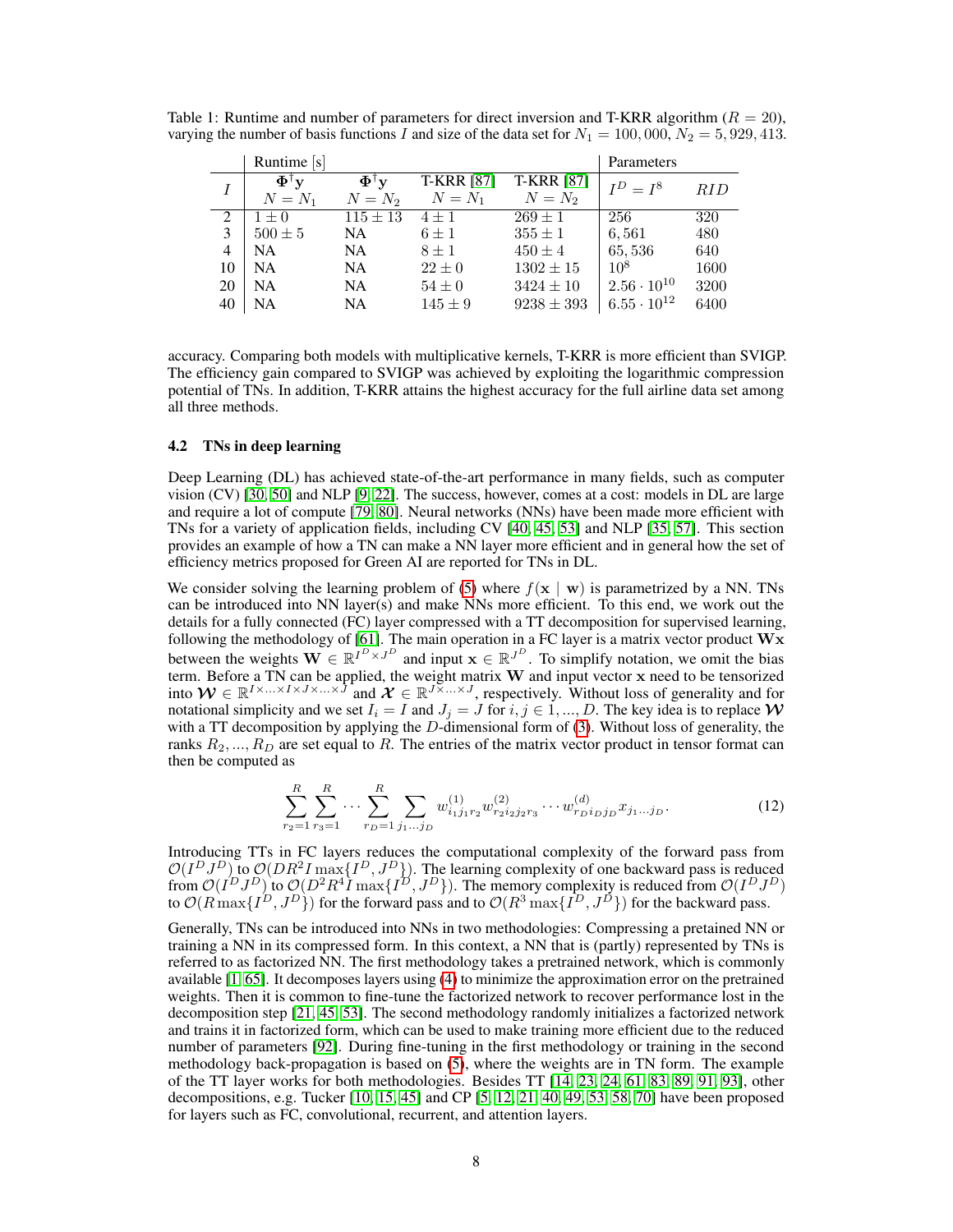Table 1: Runtime and number of parameters for direct inversion and T-KRR algorithm ($R = 20$), varying the number of basis functions $I$ and size of the data set for $N_1 = 100,000$, $N_2 = 5,929,413$.

| | Runtime [s] | | | | Parameters | |
|---|---|---|---|---|---|---|
| $I$ | $\mathbf{\Phi}^{\dagger}\mathbf{y}$ $N = N_1$ | $\mathbf{\Phi}^{\dagger}\mathbf{y}$ $N = N_2$ | T-KRR [87] $N = N_1$ | T-KRR [87] $N = N_2$ | $I^D = I^8$ | $RID$ |
| 2 | $1 \pm 0$ | $115 \pm 13$ | $4 \pm 1$ | $269 \pm 1$ | 256 | 320 |
| 3 | $500 \pm 5$ | NA | $6 \pm 1$ | $355 \pm 1$ | 6,561 | 480 |
| 4 | NA | NA | $8 \pm 1$ | $450 \pm 4$ | 65,536 | 640 |
| 10 | NA | NA | $22 \pm 0$ | $1302 \pm 15$ | $10^8$ | 1600 |
| 20 | NA | NA | $54 \pm 0$ | $3424 \pm 10$ | $2.56 \cdot 10^{10}$ | 3200 |
| 40 | NA | NA | $145 \pm 9$ | $9238 \pm 393$ | $6.55 \cdot 10^{12}$ | 6400 |

accuracy. Comparing both models with multiplicative kernels, T-KRR is more efficient than SVIGP. The efficiency gain compared to SVIGP was achieved by exploiting the logarithmic compression potential of TNs. In addition, T-KRR attains the highest accuracy for the full airline data set among all three methods.

### 4.2 TNs in deep learning

Deep Learning (DL) has achieved state-of-the-art performance in many fields, such as computer vision (CV) [30, 50] and NLP [9, 22]. The success, however, comes at a cost: models in DL are large and require a lot of compute [79, 80]. Neural networks (NNs) have been made more efficient with TNs for a variety of application fields, including CV [40, 45, 53] and NLP [35, 57]. This section provides an example of how a TN can make a NN layer more efficient and in general how the set of efficiency metrics proposed for Green AI are reported for TNs in DL.

We consider solving the learning problem of (5) where $f(\mathbf{x} \mid \mathbf{w})$ is parametrized by a NN. TNs can be introduced into NN layer(s) and make NNs more efficient. To this end, we work out the details for a fully connected (FC) layer compressed with a TT decomposition for supervised learning, following the methodology of [61]. The main operation in a FC layer is a matrix vector product $\mathbf{W}\mathbf{x}$ between the weights $\mathbf{W} \in \mathbb{R}^{I^D \times J^D}$ and input $\mathbf{x} \in \mathbb{R}^{J^D}$. To simplify notation, we omit the bias term. Before a TN can be applied, the weight matrix $\mathbf{W}$ and input vector $\mathbf{x}$ need to be tensorized into $\boldsymbol{\mathcal{W}} \in \mathbb{R}^{I \times \ldots \times I \times J \times \ldots \times J}$ and $\boldsymbol{\mathcal{X}} \in \mathbb{R}^{J \times \ldots \times J}$, respectively. Without loss of generality and for notational simplicity and we set $I_i = I$ and $J_j = J$ for $i, j \in 1, \ldots, D$. The key idea is to replace $\boldsymbol{\mathcal{W}}$ with a TT decomposition by applying the $D$-dimensional form of (3). Without loss of generality, the ranks $R_2, \ldots, R_D$ are set equal to $R$. The entries of the matrix vector product in tensor format can then be computed as

$$\sum_{r_2=1}^{R} \sum_{r_3=1}^{R} \cdots \sum_{r_D=1}^{R} \sum_{j_1 \ldots j_D} w^{(1)}_{i_1 j_1 r_2} w^{(2)}_{r_2 i_2 j_2 r_3} \cdots w^{(d)}_{r_D i_D j_D} x_{j_1 \ldots j_D}. \tag{12}$$

Introducing TTs in FC layers reduces the computational complexity of the forward pass from $\mathcal{O}(I^D J^D)$ to $\mathcal{O}(DR^2 I \max\{I^D, J^D\})$. The learning complexity of one backward pass is reduced from $\mathcal{O}(I^D J^D)$ to $\mathcal{O}(D^2 R^4 I \max\{I^D, J^D\})$. The memory complexity is reduced from $\mathcal{O}(I^D J^D)$ to $\mathcal{O}(R \max\{I^D, J^D\})$ for the forward pass and to $\mathcal{O}(R^3 \max\{I^D, J^D\})$ for the backward pass.

Generally, TNs can be introduced into NNs in two methodologies: Compressing a pretained NN or training a NN in its compressed form. In this context, a NN that is (partly) represented by TNs is referred to as factorized NN. The first methodology takes a pretrained network, which is commonly available [1, 65]. It decomposes layers using (4) to minimize the approximation error on the pretrained weights. Then it is common to fine-tune the factorized network to recover performance lost in the decomposition step [21, 45, 53]. The second methodology randomly initializes a factorized network and trains it in factorized form, which can be used to make training more efficient due to the reduced number of parameters [92]. During fine-tuning in the first methodology or training in the second methodology back-propagation is based on (5), where the weights are in TN form. The example of the TT layer works for both methodologies. Besides TT [14, 23, 24, 61, 83, 89, 91, 93], other decompositions, e.g. Tucker [10, 15, 45] and CP [5, 12, 21, 40, 49, 53, 58, 70] have been proposed for layers such as FC, convolutional, recurrent, and attention layers.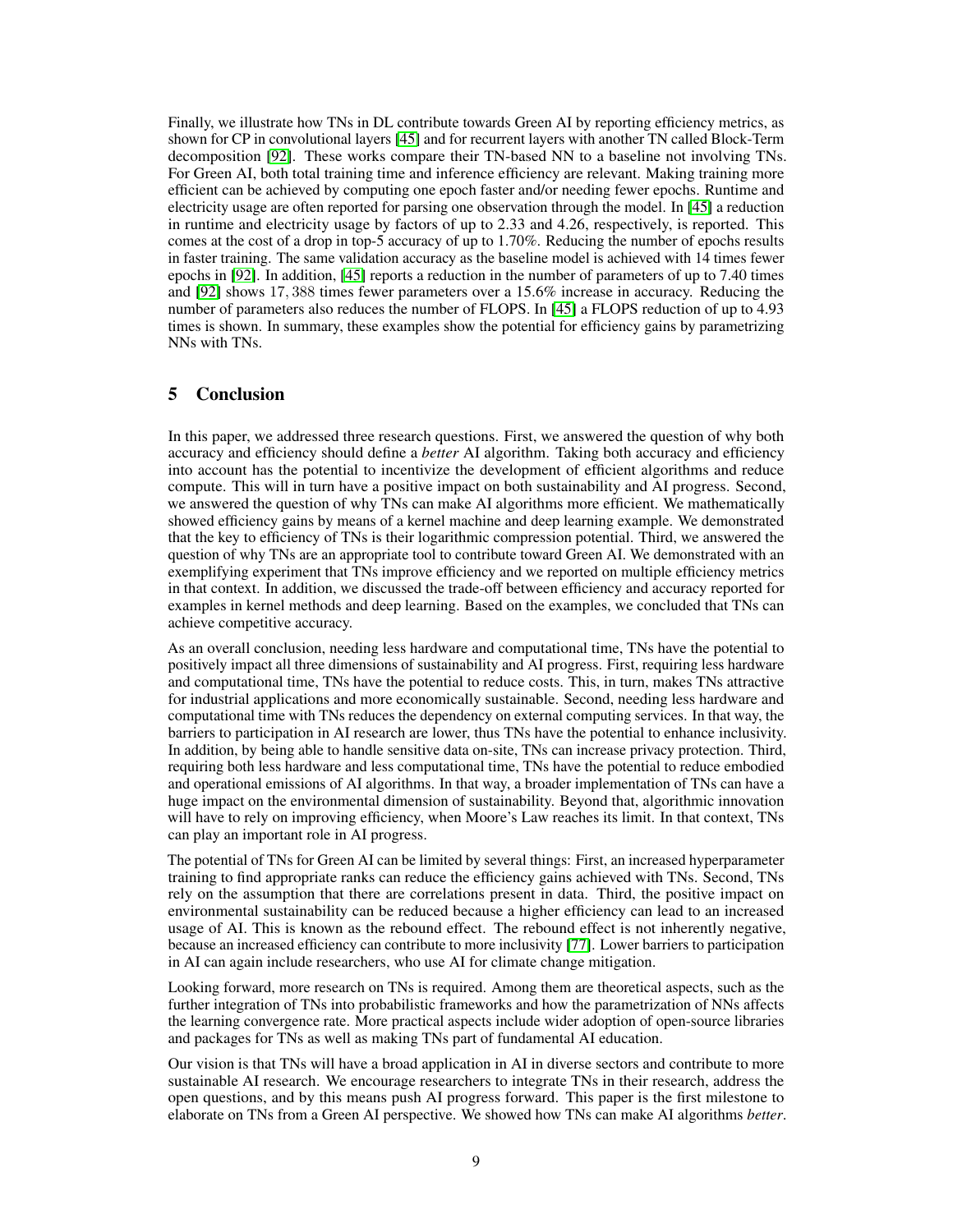Finally, we illustrate how TNs in DL contribute towards Green AI by reporting efficiency metrics, as shown for CP in convolutional layers [45] and for recurrent layers with another TN called Block-Term decomposition [92]. These works compare their TN-based NN to a baseline not involving TNs. For Green AI, both total training time and inference efficiency are relevant. Making training more efficient can be achieved by computing one epoch faster and/or needing fewer epochs. Runtime and electricity usage are often reported for parsing one observation through the model. In [45] a reduction in runtime and electricity usage by factors of up to 2.33 and 4.26, respectively, is reported. This comes at the cost of a drop in top-5 accuracy of up to 1.70%. Reducing the number of epochs results in faster training. The same validation accuracy as the baseline model is achieved with 14 times fewer epochs in [92]. In addition, [45] reports a reduction in the number of parameters of up to 7.40 times and [92] shows 17,388 times fewer parameters over a 15.6% increase in accuracy. Reducing the number of parameters also reduces the number of FLOPS. In [45] a FLOPS reduction of up to 4.93 times is shown. In summary, these examples show the potential for efficiency gains by parametrizing NNs with TNs.

## 5 Conclusion

In this paper, we addressed three research questions. First, we answered the question of why both accuracy and efficiency should define a *better* AI algorithm. Taking both accuracy and efficiency into account has the potential to incentivize the development of efficient algorithms and reduce compute. This will in turn have a positive impact on both sustainability and AI progress. Second, we answered the question of why TNs can make AI algorithms more efficient. We mathematically showed efficiency gains by means of a kernel machine and deep learning example. We demonstrated that the key to efficiency of TNs is their logarithmic compression potential. Third, we answered the question of why TNs are an appropriate tool to contribute toward Green AI. We demonstrated with an exemplifying experiment that TNs improve efficiency and we reported on multiple efficiency metrics in that context. In addition, we discussed the trade-off between efficiency and accuracy reported for examples in kernel methods and deep learning. Based on the examples, we concluded that TNs can achieve competitive accuracy.

As an overall conclusion, needing less hardware and computational time, TNs have the potential to positively impact all three dimensions of sustainability and AI progress. First, requiring less hardware and computational time, TNs have the potential to reduce costs. This, in turn, makes TNs attractive for industrial applications and more economically sustainable. Second, needing less hardware and computational time with TNs reduces the dependency on external computing services. In that way, the barriers to participation in AI research are lower, thus TNs have the potential to enhance inclusivity. In addition, by being able to handle sensitive data on-site, TNs can increase privacy protection. Third, requiring both less hardware and less computational time, TNs have the potential to reduce embodied and operational emissions of AI algorithms. In that way, a broader implementation of TNs can have a huge impact on the environmental dimension of sustainability. Beyond that, algorithmic innovation will have to rely on improving efficiency, when Moore's Law reaches its limit. In that context, TNs can play an important role in AI progress.

The potential of TNs for Green AI can be limited by several things: First, an increased hyperparameter training to find appropriate ranks can reduce the efficiency gains achieved with TNs. Second, TNs rely on the assumption that there are correlations present in data. Third, the positive impact on environmental sustainability can be reduced because a higher efficiency can lead to an increased usage of AI. This is known as the rebound effect. The rebound effect is not inherently negative, because an increased efficiency can contribute to more inclusivity [77]. Lower barriers to participation in AI can again include researchers, who use AI for climate change mitigation.

Looking forward, more research on TNs is required. Among them are theoretical aspects, such as the further integration of TNs into probabilistic frameworks and how the parametrization of NNs affects the learning convergence rate. More practical aspects include wider adoption of open-source libraries and packages for TNs as well as making TNs part of fundamental AI education.

Our vision is that TNs will have a broad application in AI in diverse sectors and contribute to more sustainable AI research. We encourage researchers to integrate TNs in their research, address the open questions, and by this means push AI progress forward. This paper is the first milestone to elaborate on TNs from a Green AI perspective. We showed how TNs can make AI algorithms *better*.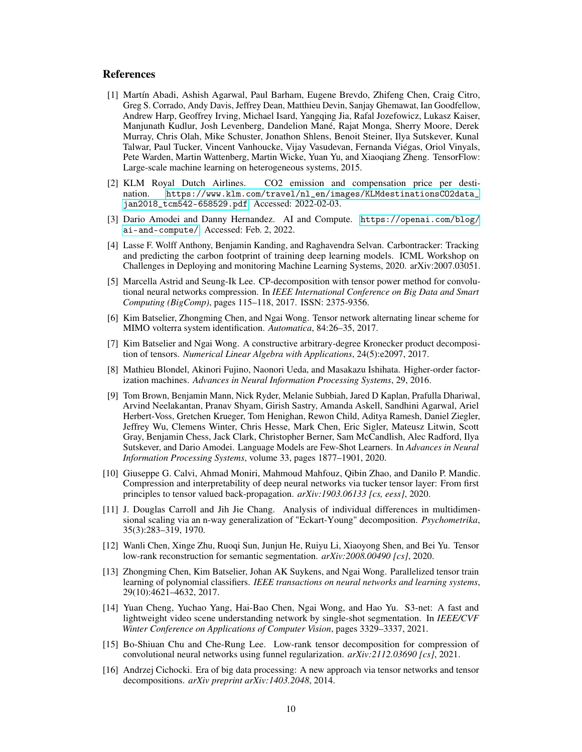## References

[1] Martín Abadi, Ashish Agarwal, Paul Barham, Eugene Brevdo, Zhifeng Chen, Craig Citro, Greg S. Corrado, Andy Davis, Jeffrey Dean, Matthieu Devin, Sanjay Ghemawat, Ian Goodfellow, Andrew Harp, Geoffrey Irving, Michael Isard, Yangqing Jia, Rafal Jozefowicz, Lukasz Kaiser, Manjunath Kudlur, Josh Levenberg, Dandelion Mané, Rajat Monga, Sherry Moore, Derek Murray, Chris Olah, Mike Schuster, Jonathon Shlens, Benoit Steiner, Ilya Sutskever, Kunal Talwar, Paul Tucker, Vincent Vanhoucke, Vijay Vasudevan, Fernanda Viégas, Oriol Vinyals, Pete Warden, Martin Wattenberg, Martin Wicke, Yuan Yu, and Xiaoqiang Zheng. TensorFlow: Large-scale machine learning on heterogeneous systems, 2015.

[2] KLM Royal Dutch Airlines. CO2 emission and compensation price per destination. https://www.klm.com/travel/nl_en/images/KLMdestinationsCO2data_jan2018_tcm542-658529.pdf. Accessed: 2022-02-03.

[3] Dario Amodei and Danny Hernandez. AI and Compute. https://openai.com/blog/ai-and-compute/. Accessed: Feb. 2, 2022.

[4] Lasse F. Wolff Anthony, Benjamin Kanding, and Raghavendra Selvan. Carbontracker: Tracking and predicting the carbon footprint of training deep learning models. ICML Workshop on Challenges in Deploying and monitoring Machine Learning Systems, 2020. arXiv:2007.03051.

[5] Marcella Astrid and Seung-Ik Lee. CP-decomposition with tensor power method for convolutional neural networks compression. In *IEEE International Conference on Big Data and Smart Computing (BigComp)*, pages 115–118, 2017. ISSN: 2375-9356.

[6] Kim Batselier, Zhongming Chen, and Ngai Wong. Tensor network alternating linear scheme for MIMO volterra system identification. *Automatica*, 84:26–35, 2017.

[7] Kim Batselier and Ngai Wong. A constructive arbitrary-degree Kronecker product decomposition of tensors. *Numerical Linear Algebra with Applications*, 24(5):e2097, 2017.

[8] Mathieu Blondel, Akinori Fujino, Naonori Ueda, and Masakazu Ishihata. Higher-order factorization machines. *Advances in Neural Information Processing Systems*, 29, 2016.

[9] Tom Brown, Benjamin Mann, Nick Ryder, Melanie Subbiah, Jared D Kaplan, Prafulla Dhariwal, Arvind Neelakantan, Pranav Shyam, Girish Sastry, Amanda Askell, Sandhini Agarwal, Ariel Herbert-Voss, Gretchen Krueger, Tom Henighan, Rewon Child, Aditya Ramesh, Daniel Ziegler, Jeffrey Wu, Clemens Winter, Chris Hesse, Mark Chen, Eric Sigler, Mateusz Litwin, Scott Gray, Benjamin Chess, Jack Clark, Christopher Berner, Sam McCandlish, Alec Radford, Ilya Sutskever, and Dario Amodei. Language Models are Few-Shot Learners. In *Advances in Neural Information Processing Systems*, volume 33, pages 1877–1901, 2020.

[10] Giuseppe G. Calvi, Ahmad Moniri, Mahmoud Mahfouz, Qibin Zhao, and Danilo P. Mandic. Compression and interpretability of deep neural networks via tucker tensor layer: From first principles to tensor valued back-propagation. *arXiv:1903.06133 [cs, eess]*, 2020.

[11] J. Douglas Carroll and Jih Jie Chang. Analysis of individual differences in multidimensional scaling via an n-way generalization of "Eckart-Young" decomposition. *Psychometrika*, 35(3):283–319, 1970.

[12] Wanli Chen, Xinge Zhu, Ruoqi Sun, Junjun He, Ruiyu Li, Xiaoyong Shen, and Bei Yu. Tensor low-rank reconstruction for semantic segmentation. *arXiv:2008.00490 [cs]*, 2020.

[13] Zhongming Chen, Kim Batselier, Johan AK Suykens, and Ngai Wong. Parallelized tensor train learning of polynomial classifiers. *IEEE transactions on neural networks and learning systems*, 29(10):4621–4632, 2017.

[14] Yuan Cheng, Yuchao Yang, Hai-Bao Chen, Ngai Wong, and Hao Yu. S3-net: A fast and lightweight video scene understanding network by single-shot segmentation. In *IEEE/CVF Winter Conference on Applications of Computer Vision*, pages 3329–3337, 2021.

[15] Bo-Shiuan Chu and Che-Rung Lee. Low-rank tensor decomposition for compression of convolutional neural networks using funnel regularization. *arXiv:2112.03690 [cs]*, 2021.

[16] Andrzej Cichocki. Era of big data processing: A new approach via tensor networks and tensor decompositions. *arXiv preprint arXiv:1403.2048*, 2014.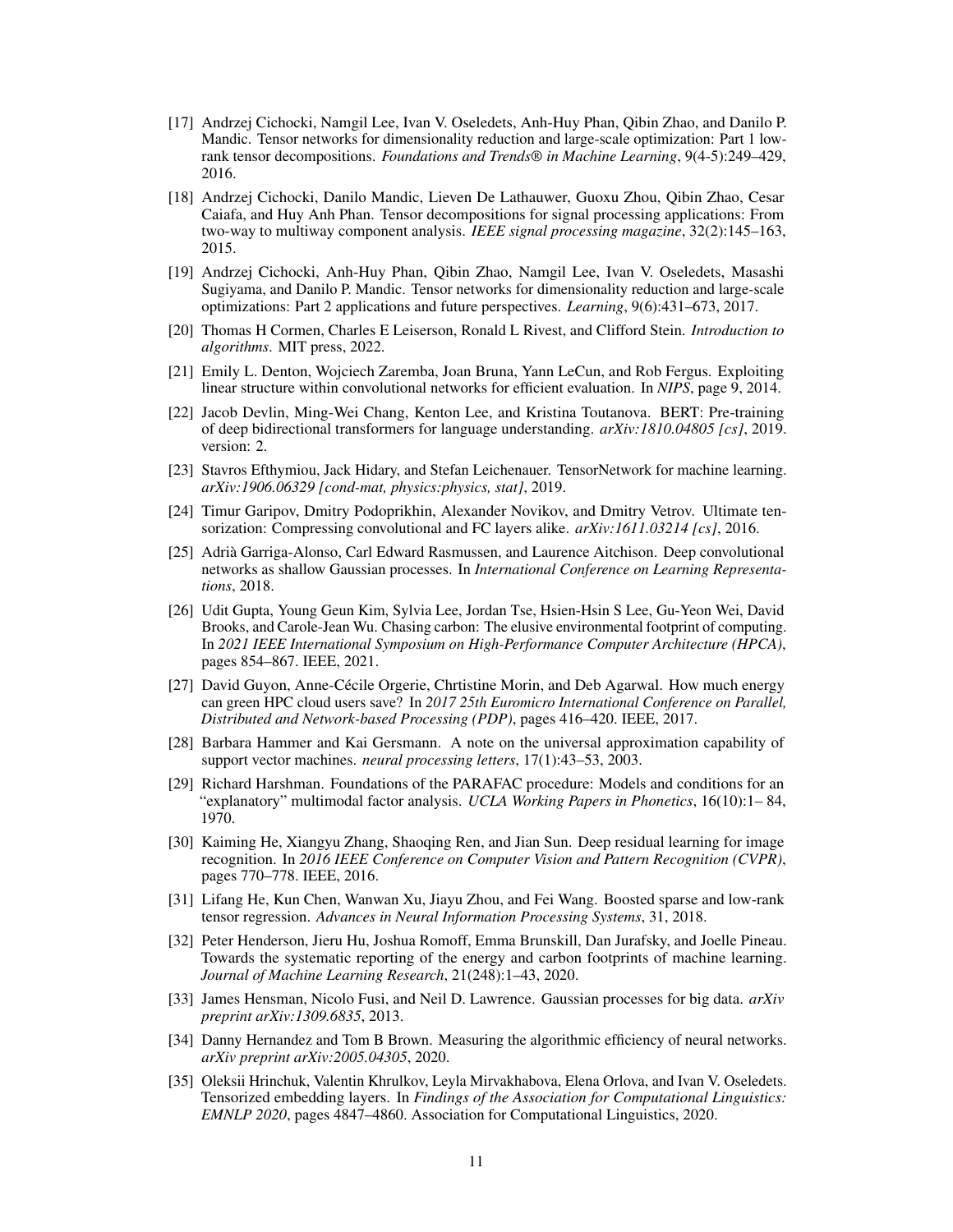[17] Andrzej Cichocki, Namgil Lee, Ivan V. Oseledets, Anh-Huy Phan, Qibin Zhao, and Danilo P. Mandic. Tensor networks for dimensionality reduction and large-scale optimization: Part 1 low-rank tensor decompositions. *Foundations and Trends® in Machine Learning*, 9(4-5):249–429, 2016.

[18] Andrzej Cichocki, Danilo Mandic, Lieven De Lathauwer, Guoxu Zhou, Qibin Zhao, Cesar Caiafa, and Huy Anh Phan. Tensor decompositions for signal processing applications: From two-way to multiway component analysis. *IEEE signal processing magazine*, 32(2):145–163, 2015.

[19] Andrzej Cichocki, Anh-Huy Phan, Qibin Zhao, Namgil Lee, Ivan V. Oseledets, Masashi Sugiyama, and Danilo P. Mandic. Tensor networks for dimensionality reduction and large-scale optimizations: Part 2 applications and future perspectives. *Learning*, 9(6):431–673, 2017.

[20] Thomas H Cormen, Charles E Leiserson, Ronald L Rivest, and Clifford Stein. *Introduction to algorithms*. MIT press, 2022.

[21] Emily L. Denton, Wojciech Zaremba, Joan Bruna, Yann LeCun, and Rob Fergus. Exploiting linear structure within convolutional networks for efficient evaluation. In *NIPS*, page 9, 2014.

[22] Jacob Devlin, Ming-Wei Chang, Kenton Lee, and Kristina Toutanova. BERT: Pre-training of deep bidirectional transformers for language understanding. *arXiv:1810.04805 [cs]*, 2019. version: 2.

[23] Stavros Efthymiou, Jack Hidary, and Stefan Leichenauer. TensorNetwork for machine learning. *arXiv:1906.06329 [cond-mat, physics:physics, stat]*, 2019.

[24] Timur Garipov, Dmitry Podoprikhin, Alexander Novikov, and Dmitry Vetrov. Ultimate tensorization: Compressing convolutional and FC layers alike. *arXiv:1611.03214 [cs]*, 2016.

[25] Adrià Garriga-Alonso, Carl Edward Rasmussen, and Laurence Aitchison. Deep convolutional networks as shallow Gaussian processes. In *International Conference on Learning Representations*, 2018.

[26] Udit Gupta, Young Geun Kim, Sylvia Lee, Jordan Tse, Hsien-Hsin S Lee, Gu-Yeon Wei, David Brooks, and Carole-Jean Wu. Chasing carbon: The elusive environmental footprint of computing. In *2021 IEEE International Symposium on High-Performance Computer Architecture (HPCA)*, pages 854–867. IEEE, 2021.

[27] David Guyon, Anne-Cécile Orgerie, Chrtistine Morin, and Deb Agarwal. How much energy can green HPC cloud users save? In *2017 25th Euromicro International Conference on Parallel, Distributed and Network-based Processing (PDP)*, pages 416–420. IEEE, 2017.

[28] Barbara Hammer and Kai Gersmann. A note on the universal approximation capability of support vector machines. *neural processing letters*, 17(1):43–53, 2003.

[29] Richard Harshman. Foundations of the PARAFAC procedure: Models and conditions for an "explanatory" multimodal factor analysis. *UCLA Working Papers in Phonetics*, 16(10):1– 84, 1970.

[30] Kaiming He, Xiangyu Zhang, Shaoqing Ren, and Jian Sun. Deep residual learning for image recognition. In *2016 IEEE Conference on Computer Vision and Pattern Recognition (CVPR)*, pages 770–778. IEEE, 2016.

[31] Lifang He, Kun Chen, Wanwan Xu, Jiayu Zhou, and Fei Wang. Boosted sparse and low-rank tensor regression. *Advances in Neural Information Processing Systems*, 31, 2018.

[32] Peter Henderson, Jieru Hu, Joshua Romoff, Emma Brunskill, Dan Jurafsky, and Joelle Pineau. Towards the systematic reporting of the energy and carbon footprints of machine learning. *Journal of Machine Learning Research*, 21(248):1–43, 2020.

[33] James Hensman, Nicolo Fusi, and Neil D. Lawrence. Gaussian processes for big data. *arXiv preprint arXiv:1309.6835*, 2013.

[34] Danny Hernandez and Tom B Brown. Measuring the algorithmic efficiency of neural networks. *arXiv preprint arXiv:2005.04305*, 2020.

[35] Oleksii Hrinchuk, Valentin Khrulkov, Leyla Mirvakhabova, Elena Orlova, and Ivan V. Oseledets. Tensorized embedding layers. In *Findings of the Association for Computational Linguistics: EMNLP 2020*, pages 4847–4860. Association for Computational Linguistics, 2020.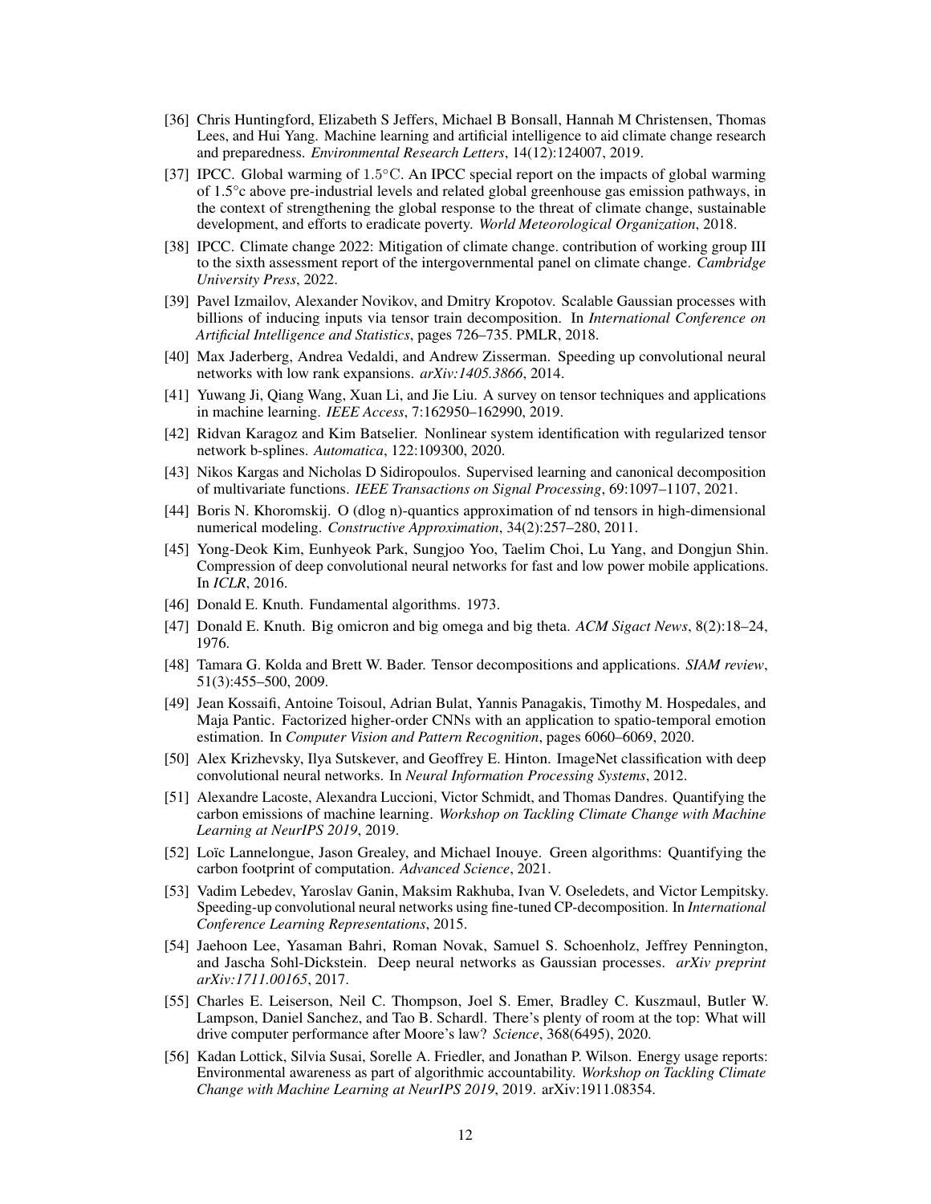[36] Chris Huntingford, Elizabeth S Jeffers, Michael B Bonsall, Hannah M Christensen, Thomas Lees, and Hui Yang. Machine learning and artificial intelligence to aid climate change research and preparedness. *Environmental Research Letters*, 14(12):124007, 2019.

[37] IPCC. Global warming of $1.5°$C. An IPCC special report on the impacts of global warming of 1.5°c above pre-industrial levels and related global greenhouse gas emission pathways, in the context of strengthening the global response to the threat of climate change, sustainable development, and efforts to eradicate poverty. *World Meteorological Organization*, 2018.

[38] IPCC. Climate change 2022: Mitigation of climate change. contribution of working group III to the sixth assessment report of the intergovernmental panel on climate change. *Cambridge University Press*, 2022.

[39] Pavel Izmailov, Alexander Novikov, and Dmitry Kropotov. Scalable Gaussian processes with billions of inducing inputs via tensor train decomposition. In *International Conference on Artificial Intelligence and Statistics*, pages 726–735. PMLR, 2018.

[40] Max Jaderberg, Andrea Vedaldi, and Andrew Zisserman. Speeding up convolutional neural networks with low rank expansions. *arXiv:1405.3866*, 2014.

[41] Yuwang Ji, Qiang Wang, Xuan Li, and Jie Liu. A survey on tensor techniques and applications in machine learning. *IEEE Access*, 7:162950–162990, 2019.

[42] Ridvan Karagoz and Kim Batselier. Nonlinear system identification with regularized tensor network b-splines. *Automatica*, 122:109300, 2020.

[43] Nikos Kargas and Nicholas D Sidiropoulos. Supervised learning and canonical decomposition of multivariate functions. *IEEE Transactions on Signal Processing*, 69:1097–1107, 2021.

[44] Boris N. Khoromskij. O (dlog n)-quantics approximation of nd tensors in high-dimensional numerical modeling. *Constructive Approximation*, 34(2):257–280, 2011.

[45] Yong-Deok Kim, Eunhyeok Park, Sungjoo Yoo, Taelim Choi, Lu Yang, and Dongjun Shin. Compression of deep convolutional neural networks for fast and low power mobile applications. In *ICLR*, 2016.

[46] Donald E. Knuth. Fundamental algorithms. 1973.

[47] Donald E. Knuth. Big omicron and big omega and big theta. *ACM Sigact News*, 8(2):18–24, 1976.

[48] Tamara G. Kolda and Brett W. Bader. Tensor decompositions and applications. *SIAM review*, 51(3):455–500, 2009.

[49] Jean Kossaifi, Antoine Toisoul, Adrian Bulat, Yannis Panagakis, Timothy M. Hospedales, and Maja Pantic. Factorized higher-order CNNs with an application to spatio-temporal emotion estimation. In *Computer Vision and Pattern Recognition*, pages 6060–6069, 2020.

[50] Alex Krizhevsky, Ilya Sutskever, and Geoffrey E. Hinton. ImageNet classification with deep convolutional neural networks. In *Neural Information Processing Systems*, 2012.

[51] Alexandre Lacoste, Alexandra Luccioni, Victor Schmidt, and Thomas Dandres. Quantifying the carbon emissions of machine learning. *Workshop on Tackling Climate Change with Machine Learning at NeurIPS 2019*, 2019.

[52] Loïc Lannelongue, Jason Grealey, and Michael Inouye. Green algorithms: Quantifying the carbon footprint of computation. *Advanced Science*, 2021.

[53] Vadim Lebedev, Yaroslav Ganin, Maksim Rakhuba, Ivan V. Oseledets, and Victor Lempitsky. Speeding-up convolutional neural networks using fine-tuned CP-decomposition. In *International Conference Learning Representations*, 2015.

[54] Jaehoon Lee, Yasaman Bahri, Roman Novak, Samuel S. Schoenholz, Jeffrey Pennington, and Jascha Sohl-Dickstein. Deep neural networks as Gaussian processes. *arXiv preprint arXiv:1711.00165*, 2017.

[55] Charles E. Leiserson, Neil C. Thompson, Joel S. Emer, Bradley C. Kuszmaul, Butler W. Lampson, Daniel Sanchez, and Tao B. Schardl. There's plenty of room at the top: What will drive computer performance after Moore's law? *Science*, 368(6495), 2020.

[56] Kadan Lottick, Silvia Susai, Sorelle A. Friedler, and Jonathan P. Wilson. Energy usage reports: Environmental awareness as part of algorithmic accountability. *Workshop on Tackling Climate Change with Machine Learning at NeurIPS 2019*, 2019. arXiv:1911.08354.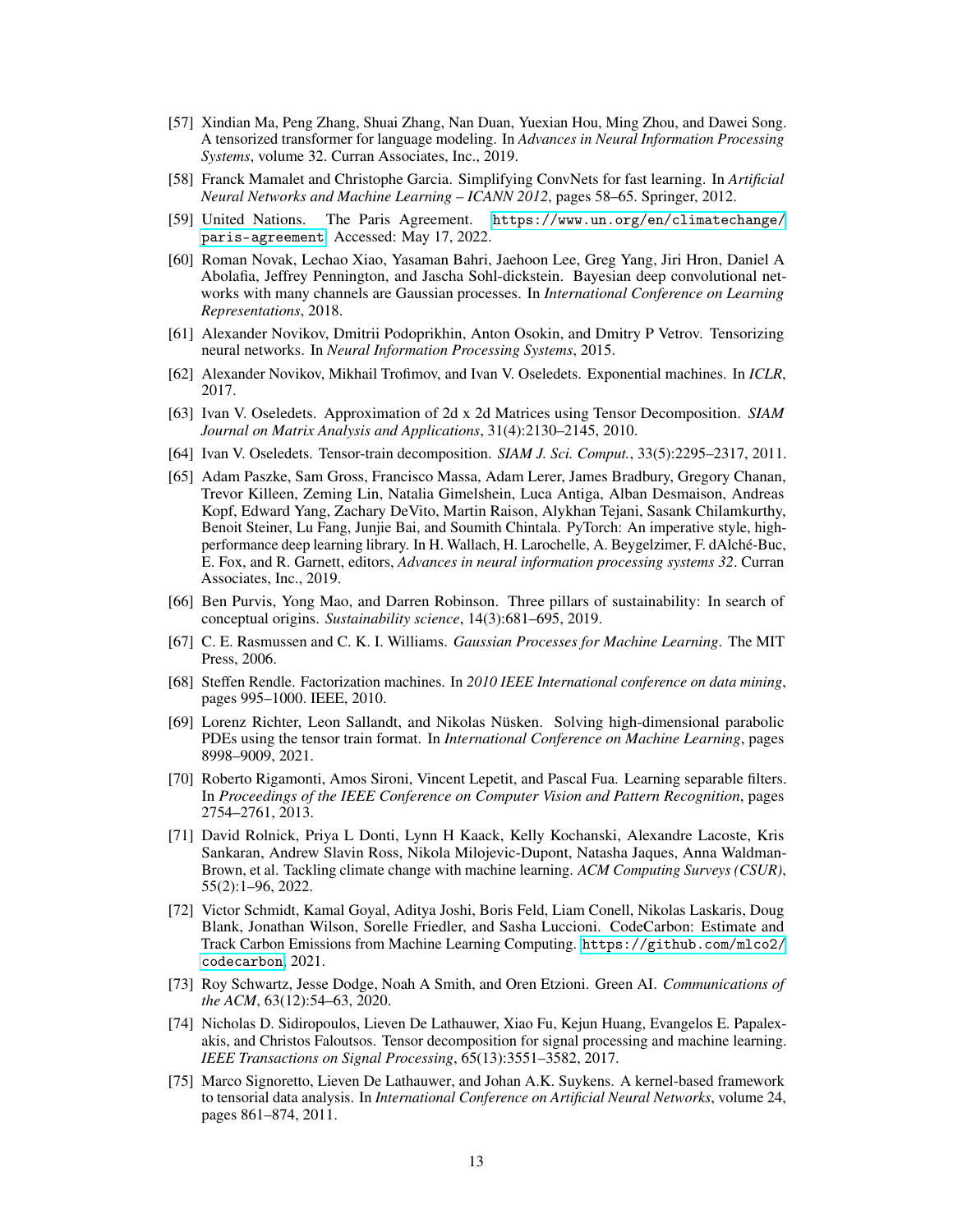[57] Xindian Ma, Peng Zhang, Shuai Zhang, Nan Duan, Yuexian Hou, Ming Zhou, and Dawei Song. A tensorized transformer for language modeling. In *Advances in Neural Information Processing Systems*, volume 32. Curran Associates, Inc., 2019.

[58] Franck Mamalet and Christophe Garcia. Simplifying ConvNets for fast learning. In *Artificial Neural Networks and Machine Learning – ICANN 2012*, pages 58–65. Springer, 2012.

[59] United Nations. The Paris Agreement. https://www.un.org/en/climatechange/paris-agreement. Accessed: May 17, 2022.

[60] Roman Novak, Lechao Xiao, Yasaman Bahri, Jaehoon Lee, Greg Yang, Jiri Hron, Daniel A Abolafia, Jeffrey Pennington, and Jascha Sohl-dickstein. Bayesian deep convolutional networks with many channels are Gaussian processes. In *International Conference on Learning Representations*, 2018.

[61] Alexander Novikov, Dmitrii Podoprikhin, Anton Osokin, and Dmitry P Vetrov. Tensorizing neural networks. In *Neural Information Processing Systems*, 2015.

[62] Alexander Novikov, Mikhail Trofimov, and Ivan V. Oseledets. Exponential machines. In *ICLR*, 2017.

[63] Ivan V. Oseledets. Approximation of 2d x 2d Matrices using Tensor Decomposition. *SIAM Journal on Matrix Analysis and Applications*, 31(4):2130–2145, 2010.

[64] Ivan V. Oseledets. Tensor-train decomposition. *SIAM J. Sci. Comput.*, 33(5):2295–2317, 2011.

[65] Adam Paszke, Sam Gross, Francisco Massa, Adam Lerer, James Bradbury, Gregory Chanan, Trevor Killeen, Zeming Lin, Natalia Gimelshein, Luca Antiga, Alban Desmaison, Andreas Kopf, Edward Yang, Zachary DeVito, Martin Raison, Alykhan Tejani, Sasank Chilamkurthy, Benoit Steiner, Lu Fang, Junjie Bai, and Soumith Chintala. PyTorch: An imperative style, high-performance deep learning library. In H. Wallach, H. Larochelle, A. Beygelzimer, F. dAlché-Buc, E. Fox, and R. Garnett, editors, *Advances in neural information processing systems 32*. Curran Associates, Inc., 2019.

[66] Ben Purvis, Yong Mao, and Darren Robinson. Three pillars of sustainability: In search of conceptual origins. *Sustainability science*, 14(3):681–695, 2019.

[67] C. E. Rasmussen and C. K. I. Williams. *Gaussian Processes for Machine Learning*. The MIT Press, 2006.

[68] Steffen Rendle. Factorization machines. In *2010 IEEE International conference on data mining*, pages 995–1000. IEEE, 2010.

[69] Lorenz Richter, Leon Sallandt, and Nikolas Nüsken. Solving high-dimensional parabolic PDEs using the tensor train format. In *International Conference on Machine Learning*, pages 8998–9009, 2021.

[70] Roberto Rigamonti, Amos Sironi, Vincent Lepetit, and Pascal Fua. Learning separable filters. In *Proceedings of the IEEE Conference on Computer Vision and Pattern Recognition*, pages 2754–2761, 2013.

[71] David Rolnick, Priya L Donti, Lynn H Kaack, Kelly Kochanski, Alexandre Lacoste, Kris Sankaran, Andrew Slavin Ross, Nikola Milojevic-Dupont, Natasha Jaques, Anna Waldman-Brown, et al. Tackling climate change with machine learning. *ACM Computing Surveys (CSUR)*, 55(2):1–96, 2022.

[72] Victor Schmidt, Kamal Goyal, Aditya Joshi, Boris Feld, Liam Conell, Nikolas Laskaris, Doug Blank, Jonathan Wilson, Sorelle Friedler, and Sasha Luccioni. CodeCarbon: Estimate and Track Carbon Emissions from Machine Learning Computing. https://github.com/mlco2/codecarbon, 2021.

[73] Roy Schwartz, Jesse Dodge, Noah A Smith, and Oren Etzioni. Green AI. *Communications of the ACM*, 63(12):54–63, 2020.

[74] Nicholas D. Sidiropoulos, Lieven De Lathauwer, Xiao Fu, Kejun Huang, Evangelos E. Papalexakis, and Christos Faloutsos. Tensor decomposition for signal processing and machine learning. *IEEE Transactions on Signal Processing*, 65(13):3551–3582, 2017.

[75] Marco Signoretto, Lieven De Lathauwer, and Johan A.K. Suykens. A kernel-based framework to tensorial data analysis. In *International Conference on Artificial Neural Networks*, volume 24, pages 861–874, 2011.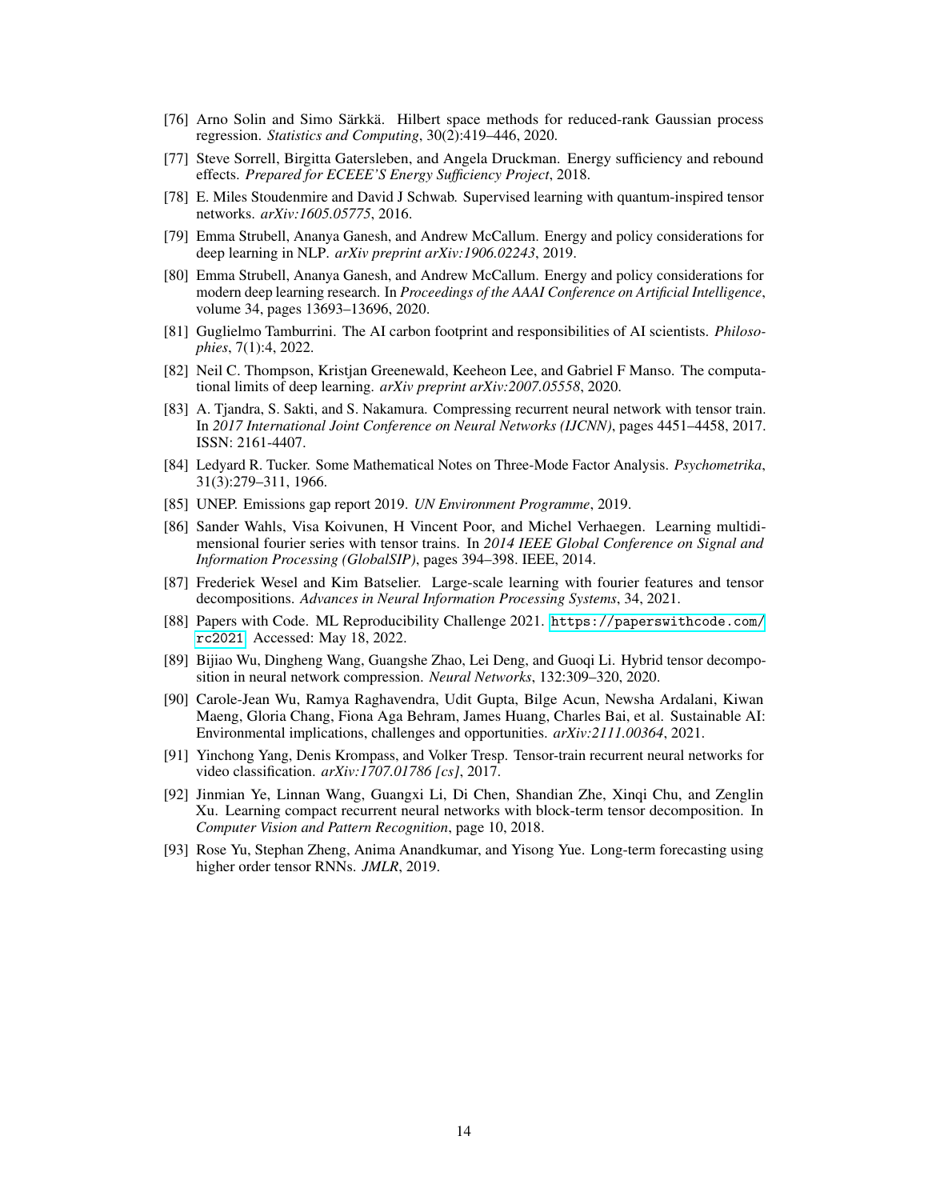[76] Arno Solin and Simo Särkkä. Hilbert space methods for reduced-rank Gaussian process regression. *Statistics and Computing*, 30(2):419–446, 2020.

[77] Steve Sorrell, Birgitta Gatersleben, and Angela Druckman. Energy sufficiency and rebound effects. *Prepared for ECEEE'S Energy Sufficiency Project*, 2018.

[78] E. Miles Stoudenmire and David J Schwab. Supervised learning with quantum-inspired tensor networks. *arXiv:1605.05775*, 2016.

[79] Emma Strubell, Ananya Ganesh, and Andrew McCallum. Energy and policy considerations for deep learning in NLP. *arXiv preprint arXiv:1906.02243*, 2019.

[80] Emma Strubell, Ananya Ganesh, and Andrew McCallum. Energy and policy considerations for modern deep learning research. In *Proceedings of the AAAI Conference on Artificial Intelligence*, volume 34, pages 13693–13696, 2020.

[81] Guglielmo Tamburrini. The AI carbon footprint and responsibilities of AI scientists. *Philosophies*, 7(1):4, 2022.

[82] Neil C. Thompson, Kristjan Greenewald, Keeheon Lee, and Gabriel F Manso. The computational limits of deep learning. *arXiv preprint arXiv:2007.05558*, 2020.

[83] A. Tjandra, S. Sakti, and S. Nakamura. Compressing recurrent neural network with tensor train. In *2017 International Joint Conference on Neural Networks (IJCNN)*, pages 4451–4458, 2017. ISSN: 2161-4407.

[84] Ledyard R. Tucker. Some Mathematical Notes on Three-Mode Factor Analysis. *Psychometrika*, 31(3):279–311, 1966.

[85] UNEP. Emissions gap report 2019. *UN Environment Programme*, 2019.

[86] Sander Wahls, Visa Koivunen, H Vincent Poor, and Michel Verhaegen. Learning multidimensional fourier series with tensor trains. In *2014 IEEE Global Conference on Signal and Information Processing (GlobalSIP)*, pages 394–398. IEEE, 2014.

[87] Frederiek Wesel and Kim Batselier. Large-scale learning with fourier features and tensor decompositions. *Advances in Neural Information Processing Systems*, 34, 2021.

[88] Papers with Code. ML Reproducibility Challenge 2021. `https://paperswithcode.com/rc2021`. Accessed: May 18, 2022.

[89] Bijiao Wu, Dingheng Wang, Guangshe Zhao, Lei Deng, and Guoqi Li. Hybrid tensor decomposition in neural network compression. *Neural Networks*, 132:309–320, 2020.

[90] Carole-Jean Wu, Ramya Raghavendra, Udit Gupta, Bilge Acun, Newsha Ardalani, Kiwan Maeng, Gloria Chang, Fiona Aga Behram, James Huang, Charles Bai, et al. Sustainable AI: Environmental implications, challenges and opportunities. *arXiv:2111.00364*, 2021.

[91] Yinchong Yang, Denis Krompass, and Volker Tresp. Tensor-train recurrent neural networks for video classification. *arXiv:1707.01786 [cs]*, 2017.

[92] Jinmian Ye, Linnan Wang, Guangxi Li, Di Chen, Shandian Zhe, Xinqi Chu, and Zenglin Xu. Learning compact recurrent neural networks with block-term tensor decomposition. In *Computer Vision and Pattern Recognition*, page 10, 2018.

[93] Rose Yu, Stephan Zheng, Anima Anandkumar, and Yisong Yue. Long-term forecasting using higher order tensor RNNs. *JMLR*, 2019.